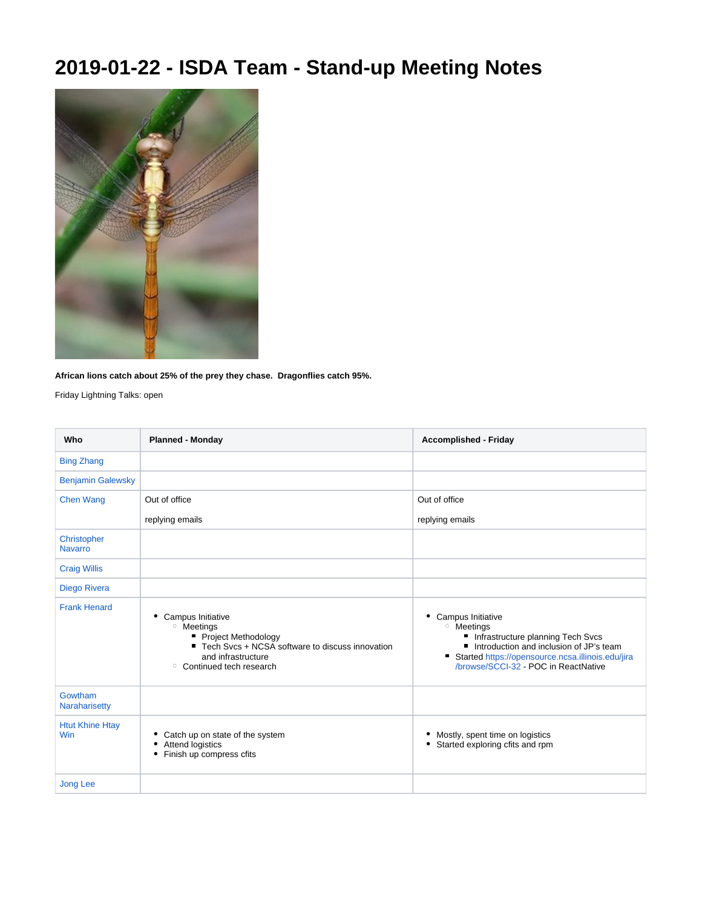# 2019-01-22 - ISDA Team - Stand-up Meeting Notes

**African lions catch about 25% of the prey they chase.  Dragonflies catch 95%.**

Friday Lightning Talks: open

| Who | Planned - Monday | Accomplished - Friday |
|---|---|---|
| Bing Zhang | | |
| Benjamin Galewsky | | |
| Chen Wang | Out of office<br><br>replying emails | Out of office<br><br>replying emails |
| Christopher Navarro | | |
| Craig Willis | | |
| Diego Rivera | | |
| Frank Henard | • Campus Initiative<br>&nbsp;&nbsp;◦ Meetings<br>&nbsp;&nbsp;&nbsp;&nbsp;▪ Project Methodology<br>&nbsp;&nbsp;&nbsp;&nbsp;▪ Tech Svcs + NCSA software to discuss innovation and infrastructure<br>&nbsp;&nbsp;◦ Continued tech research | • Campus Initiative<br>&nbsp;&nbsp;◦ Meetings<br>&nbsp;&nbsp;&nbsp;&nbsp;▪ Infrastructure planning Tech Svcs<br>&nbsp;&nbsp;&nbsp;&nbsp;▪ Introduction and inclusion of JP's team<br>&nbsp;&nbsp;▪ Started https://opensource.ncsa.illinois.edu/jira/browse/SCCI-32 - POC in ReactNative |
| Gowtham Naraharisetty | | |
| Htut Khine Htay Win | • Catch up on state of the system<br>• Attend logistics<br>• Finish up compress cfits | • Mostly, spent time on logistics<br>• Started exploring cfits and rpm |
| Jong Lee | | |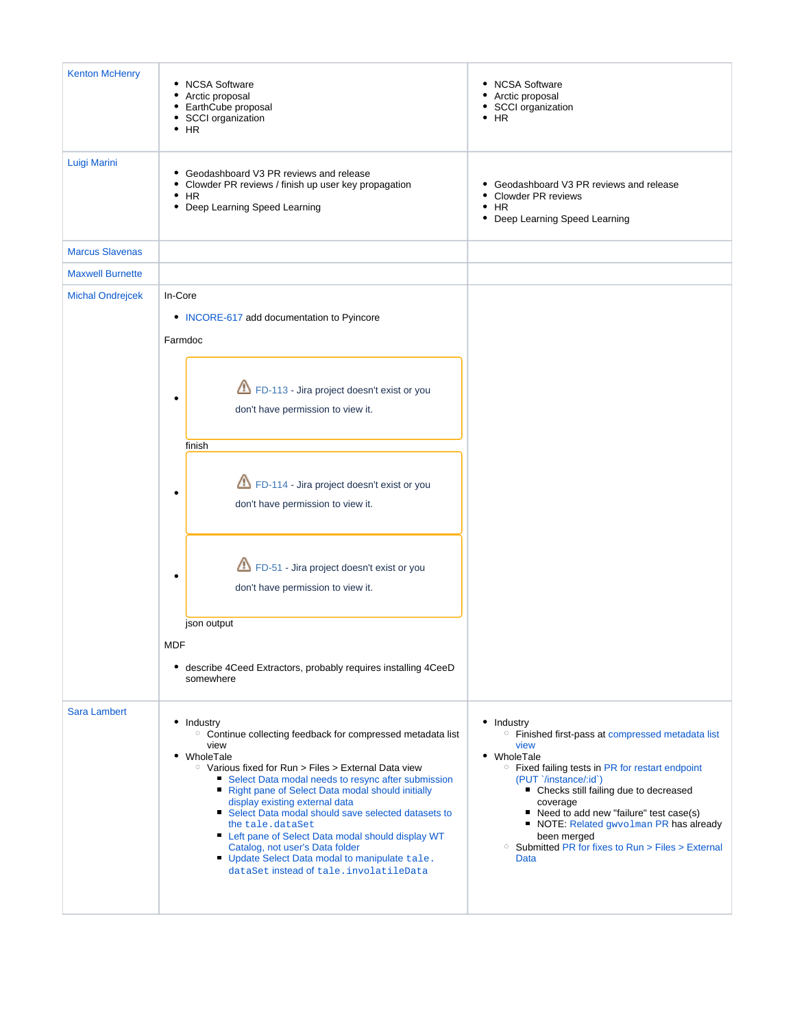| | | |
|---|---|---|
| Kenton McHenry | <ul><li>NCSA Software</li><li>Arctic proposal</li><li>EarthCube proposal</li><li>SCCI organization</li><li>HR</li></ul> | <ul><li>NCSA Software</li><li>Arctic proposal</li><li>SCCI organization</li><li>HR</li></ul> |
| Luigi Marini | <ul><li>Geodashboard V3 PR reviews and release</li><li>Clowder PR reviews / finish up user key propagation</li><li>HR</li><li>Deep Learning Speed Learning</li></ul> | <ul><li>Geodashboard V3 PR reviews and release</li><li>Clowder PR reviews</li><li>HR</li><li>Deep Learning Speed Learning</li></ul> |
| Marcus Slavenas | | |
| Maxwell Burnette | | |
| Michal Ondrejcek | In-Core<ul><li>INCORE-617 add documentation to Pyincore</li></ul>Farmdoc<ul><li>FD-113 - Jira project doesn't exist or you don't have permission to view it. finish</li><li>FD-114 - Jira project doesn't exist or you don't have permission to view it.</li><li>FD-51 - Jira project doesn't exist or you don't have permission to view it. json output</li></ul>MDF<ul><li>describe 4Ceed Extractors, probably requires installing 4CeeD somewhere</li></ul> | |
| Sara Lambert | <ul><li>Industry<ul><li>Continue collecting feedback for compressed metadata list view</li></ul></li><li>WholeTale<ul><li>Various fixed for Run > Files > External Data view<ul><li>Select Data modal needs to resync after submission</li><li>Right pane of Select Data modal should initially display existing external data</li><li>Select Data modal should save selected datasets to the `tale.dataSet`</li><li>Left pane of Select Data modal should display WT Catalog, not user's Data folder</li><li>Update Select Data modal to manipulate `tale.dataSet` instead of `tale.involatileData`</li></ul></li></ul></li></ul> | <ul><li>Industry<ul><li>Finished first-pass at compressed metadata list view</li></ul></li><li>WholeTale<ul><li>Fixed failing tests in PR for restart endpoint (PUT `/instance/:id`)<ul><li>Checks still failing due to decreased coverage</li><li>Need to add new "failure" test case(s)</li><li>NOTE: Related `gwvolman` PR has already been merged</li></ul></li><li>Submitted PR for fixes to Run > Files > External Data</li></ul></li></ul> |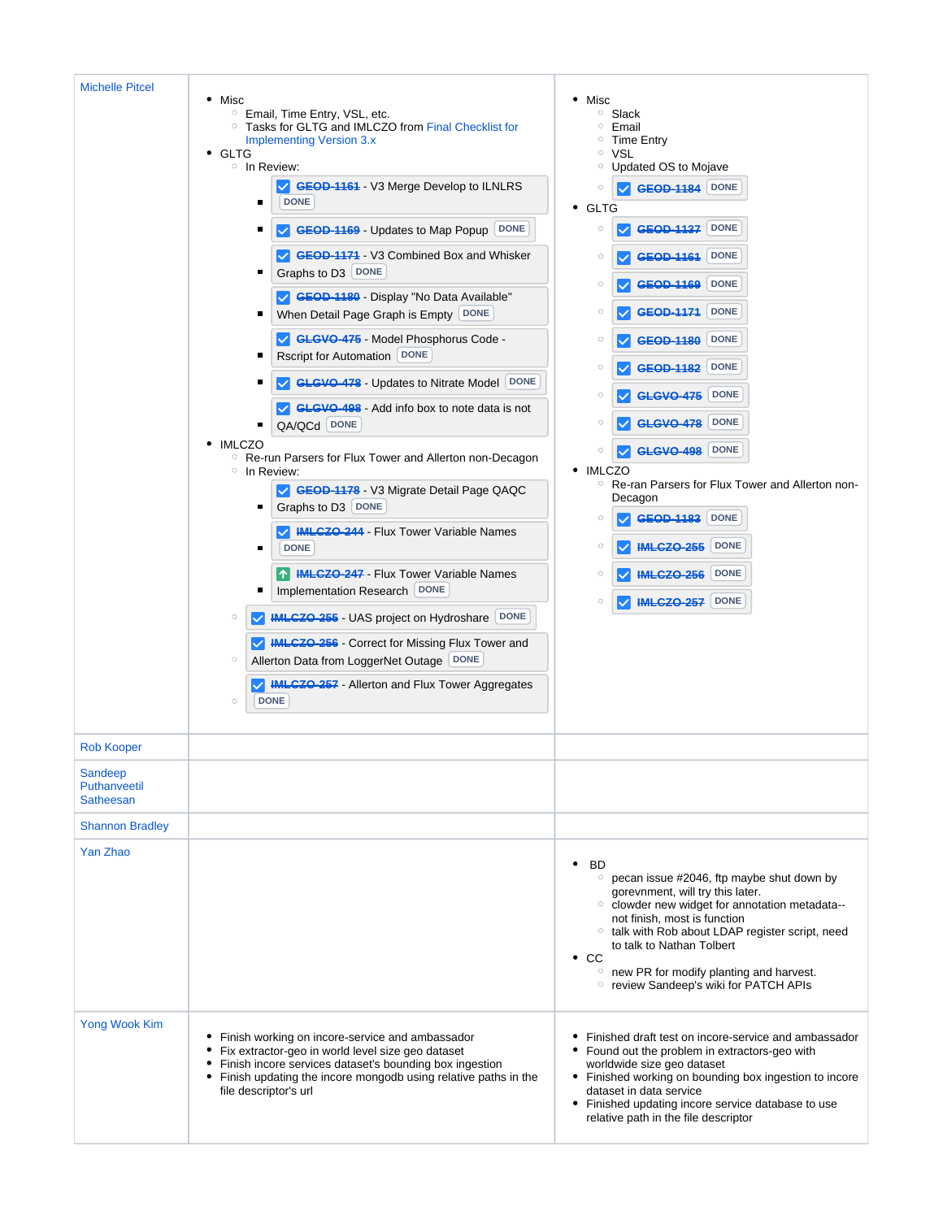| | | |
|---|---|---|
| Michelle Pitcel | • Misc<br>  ◦ Email, Time Entry, VSL, etc.<br>  ◦ Tasks for GLTG and IMLCZO from Final Checklist for Implementing Version 3.x<br>• GLTG<br>  ◦ In Review:<br>    ▪ ~~GEOD-1161~~ - V3 Merge Develop to ILNLRS DONE<br>    ▪ ~~GEOD-1169~~ - Updates to Map Popup DONE<br>    ▪ ~~GEOD-1171~~ - V3 Combined Box and Whisker Graphs to D3 DONE<br>    ▪ ~~GEOD-1180~~ - Display "No Data Available" When Detail Page Graph is Empty DONE<br>    ▪ ~~GLGVO-475~~ - Model Phosphorus Code - Rscript for Automation DONE<br>    ▪ ~~GLGVO-478~~ - Updates to Nitrate Model DONE<br>    ▪ ~~GLGVO-498~~ - Add info box to note data is not QA/QCd DONE<br>• IMLCZO<br>  ◦ Re-run Parsers for Flux Tower and Allerton non-Decagon<br>  ◦ In Review:<br>    ▪ ~~GEOD-1178~~ - V3 Migrate Detail Page QAQC Graphs to D3 DONE<br>    ▪ ~~IMLCZO-244~~ - Flux Tower Variable Names DONE<br>    ▪ ~~IMLCZO-247~~ - Flux Tower Variable Names Implementation Research DONE<br>  ◦ ~~IMLCZO-255~~ - UAS project on Hydroshare DONE<br>  ◦ ~~IMLCZO-256~~ - Correct for Missing Flux Tower and Allerton Data from LoggerNet Outage DONE<br>  ◦ ~~IMLCZO-257~~ - Allerton and Flux Tower Aggregates DONE | • Misc<br>  ◦ Slack<br>  ◦ Email<br>  ◦ Time Entry<br>  ◦ VSL<br>  ◦ Updated OS to Mojave<br>  ◦ ~~GEOD-1184~~ DONE<br>• GLTG<br>  ◦ ~~GEOD-1137~~ DONE<br>  ◦ ~~GEOD-1161~~ DONE<br>  ◦ ~~GEOD-1169~~ DONE<br>  ◦ ~~GEOD-1171~~ DONE<br>  ◦ ~~GEOD-1180~~ DONE<br>  ◦ ~~GEOD-1182~~ DONE<br>  ◦ ~~GLGVO-475~~ DONE<br>  ◦ ~~GLGVO-478~~ DONE<br>  ◦ ~~GLGVO-498~~ DONE<br>• IMLCZO<br>  ◦ Re-ran Parsers for Flux Tower and Allerton non-Decagon<br>  ◦ ~~GEOD-1183~~ DONE<br>  ◦ ~~IMLCZO-255~~ DONE<br>  ◦ ~~IMLCZO-256~~ DONE<br>  ◦ ~~IMLCZO-257~~ DONE |
| Rob Kooper | | |
| Sandeep Puthanveetil Satheesan | | |
| Shannon Bradley | | |
| Yan Zhao | | • BD<br>  ◦ pecan issue #2046, ftp maybe shut down by gorevnment, will try this later.<br>  ◦ clowder new widget for annotation metadata--not finish, most is function<br>  ◦ talk with Rob about LDAP register script, need to talk to Nathan Tolbert<br>• CC<br>  ◦ new PR for modify planting and harvest.<br>  ◦ review Sandeep's wiki for PATCH APIs |
| Yong Wook Kim | • Finish working on incore-service and ambassador<br>• Fix extractor-geo in world level size geo dataset<br>• Finish incore services dataset's bounding box ingestion<br>• Finish updating the incore mongodb using relative paths in the file descriptor's url | • Finished draft test on incore-service and ambassador<br>• Found out the problem in extractors-geo with worldwide size geo dataset<br>• Finished working on bounding box ingestion to incore dataset in data service<br>• Finished updating incore service database to use relative path in the file descriptor |